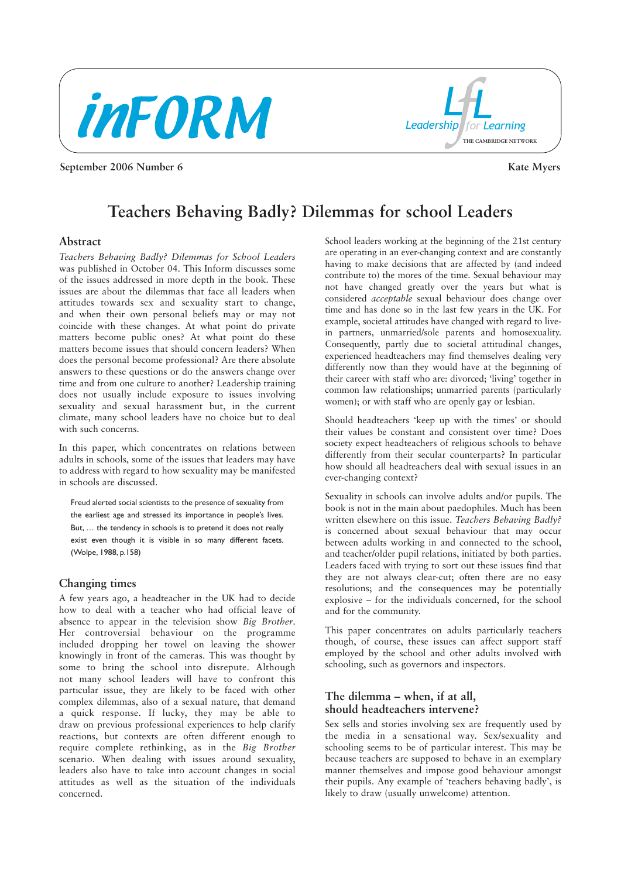inFORM

Leadership for Learning
THE CAMBRIDGE NETWORK

September 2006 Number 6

Kate Myers

# Teachers Behaving Badly? Dilemmas for school Leaders

## Abstract

*Teachers Behaving Badly? Dilemmas for School Leaders* was published in October 04. This Inform discusses some of the issues addressed in more depth in the book. These issues are about the dilemmas that face all leaders when attitudes towards sex and sexuality start to change, and when their own personal beliefs may or may not coincide with these changes. At what point do private matters become public ones? At what point do these matters become issues that should concern leaders? When does the personal become professional? Are there absolute answers to these questions or do the answers change over time and from one culture to another? Leadership training does not usually include exposure to issues involving sexuality and sexual harassment but, in the current climate, many school leaders have no choice but to deal with such concerns.

In this paper, which concentrates on relations between adults in schools, some of the issues that leaders may have to address with regard to how sexuality may be manifested in schools are discussed.

> Freud alerted social scientists to the presence of sexuality from the earliest age and stressed its importance in people's lives. But, … the tendency in schools is to pretend it does not really exist even though it is visible in so many different facets. (Wolpe, 1988, p.158)

## Changing times

A few years ago, a headteacher in the UK had to decide how to deal with a teacher who had official leave of absence to appear in the television show *Big Brother*. Her controversial behaviour on the programme included dropping her towel on leaving the shower knowingly in front of the cameras. This was thought by some to bring the school into disrepute. Although not many school leaders will have to confront this particular issue, they are likely to be faced with other complex dilemmas, also of a sexual nature, that demand a quick response. If lucky, they may be able to draw on previous professional experiences to help clarify reactions, but contexts are often different enough to require complete rethinking, as in the *Big Brother* scenario. When dealing with issues around sexuality, leaders also have to take into account changes in social attitudes as well as the situation of the individuals concerned.

School leaders working at the beginning of the 21st century are operating in an ever-changing context and are constantly having to make decisions that are affected by (and indeed contribute to) the mores of the time. Sexual behaviour may not have changed greatly over the years but what is considered *acceptable* sexual behaviour does change over time and has done so in the last few years in the UK. For example, societal attitudes have changed with regard to live-in partners, unmarried/sole parents and homosexuality. Consequently, partly due to societal attitudinal changes, experienced headteachers may find themselves dealing very differently now than they would have at the beginning of their career with staff who are: divorced; 'living' together in common law relationships; unmarried parents (particularly women); or with staff who are openly gay or lesbian.

Should headteachers 'keep up with the times' or should their values be constant and consistent over time? Does society expect headteachers of religious schools to behave differently from their secular counterparts? In particular how should all headteachers deal with sexual issues in an ever-changing context?

Sexuality in schools can involve adults and/or pupils. The book is not in the main about paedophiles. Much has been written elsewhere on this issue. *Teachers Behaving Badly?* is concerned about sexual behaviour that may occur between adults working in and connected to the school, and teacher/older pupil relations, initiated by both parties. Leaders faced with trying to sort out these issues find that they are not always clear-cut; often there are no easy resolutions; and the consequences may be potentially explosive – for the individuals concerned, for the school and for the community.

This paper concentrates on adults particularly teachers though, of course, these issues can affect support staff employed by the school and other adults involved with schooling, such as governors and inspectors.

## The dilemma – when, if at all, should headteachers intervene?

Sex sells and stories involving sex are frequently used by the media in a sensational way. Sex/sexuality and schooling seems to be of particular interest. This may be because teachers are supposed to behave in an exemplary manner themselves and impose good behaviour amongst their pupils. Any example of 'teachers behaving badly', is likely to draw (usually unwelcome) attention.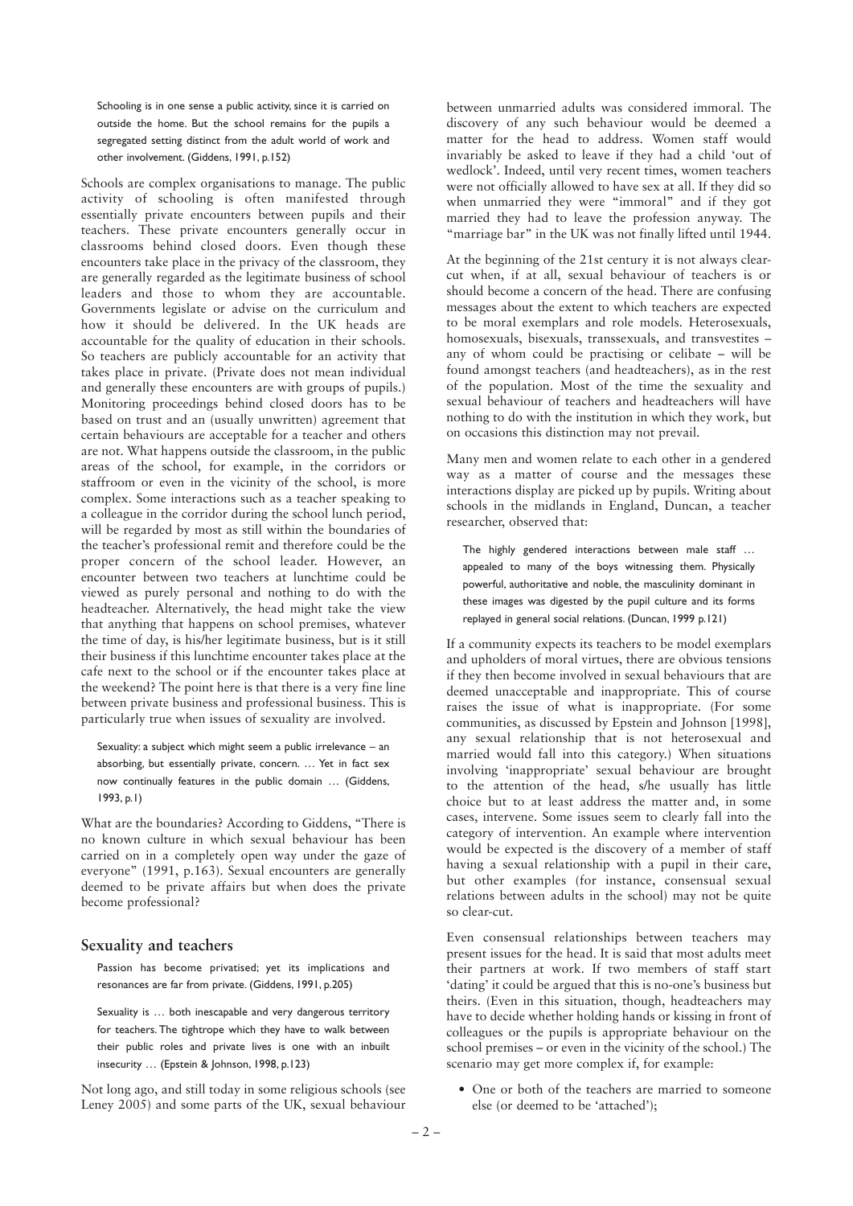> Schooling is in one sense a public activity, since it is carried on outside the home. But the school remains for the pupils a segregated setting distinct from the adult world of work and other involvement. (Giddens, 1991, p.152)

Schools are complex organisations to manage. The public activity of schooling is often manifested through essentially private encounters between pupils and their teachers. These private encounters generally occur in classrooms behind closed doors. Even though these encounters take place in the privacy of the classroom, they are generally regarded as the legitimate business of school leaders and those to whom they are accountable. Governments legislate or advise on the curriculum and how it should be delivered. In the UK heads are accountable for the quality of education in their schools. So teachers are publicly accountable for an activity that takes place in private. (Private does not mean individual and generally these encounters are with groups of pupils.) Monitoring proceedings behind closed doors has to be based on trust and an (usually unwritten) agreement that certain behaviours are acceptable for a teacher and others are not. What happens outside the classroom, in the public areas of the school, for example, in the corridors or staffroom or even in the vicinity of the school, is more complex. Some interactions such as a teacher speaking to a colleague in the corridor during the school lunch period, will be regarded by most as still within the boundaries of the teacher's professional remit and therefore could be the proper concern of the school leader. However, an encounter between two teachers at lunchtime could be viewed as purely personal and nothing to do with the headteacher. Alternatively, the head might take the view that anything that happens on school premises, whatever the time of day, is his/her legitimate business, but is it still their business if this lunchtime encounter takes place at the cafe next to the school or if the encounter takes place at the weekend? The point here is that there is a very fine line between private business and professional business. This is particularly true when issues of sexuality are involved.

> Sexuality: a subject which might seem a public irrelevance – an absorbing, but essentially private, concern. … Yet in fact sex now continually features in the public domain … (Giddens, 1993, p.1)

What are the boundaries? According to Giddens, "There is no known culture in which sexual behaviour has been carried on in a completely open way under the gaze of everyone" (1991, p.163). Sexual encounters are generally deemed to be private affairs but when does the private become professional?

## Sexuality and teachers

> Passion has become privatised; yet its implications and resonances are far from private. (Giddens, 1991, p.205)

> Sexuality is … both inescapable and very dangerous territory for teachers. The tightrope which they have to walk between their public roles and private lives is one with an inbuilt insecurity … (Epstein & Johnson, 1998, p.123)

Not long ago, and still today in some religious schools (see Leney 2005) and some parts of the UK, sexual behaviour between unmarried adults was considered immoral. The discovery of any such behaviour would be deemed a matter for the head to address. Women staff would invariably be asked to leave if they had a child 'out of wedlock'. Indeed, until very recent times, women teachers were not officially allowed to have sex at all. If they did so when unmarried they were "immoral" and if they got married they had to leave the profession anyway. The "marriage bar" in the UK was not finally lifted until 1944.

At the beginning of the 21st century it is not always clear-cut when, if at all, sexual behaviour of teachers is or should become a concern of the head. There are confusing messages about the extent to which teachers are expected to be moral exemplars and role models. Heterosexuals, homosexuals, bisexuals, transsexuals, and transvestites – any of whom could be practising or celibate – will be found amongst teachers (and headteachers), as in the rest of the population. Most of the time the sexuality and sexual behaviour of teachers and headteachers will have nothing to do with the institution in which they work, but on occasions this distinction may not prevail.

Many men and women relate to each other in a gendered way as a matter of course and the messages these interactions display are picked up by pupils. Writing about schools in the midlands in England, Duncan, a teacher researcher, observed that:

> The highly gendered interactions between male staff … appealed to many of the boys witnessing them. Physically powerful, authoritative and noble, the masculinity dominant in these images was digested by the pupil culture and its forms replayed in general social relations. (Duncan, 1999 p.121)

If a community expects its teachers to be model exemplars and upholders of moral virtues, there are obvious tensions if they then become involved in sexual behaviours that are deemed unacceptable and inappropriate. This of course raises the issue of what is inappropriate. (For some communities, as discussed by Epstein and Johnson [1998], any sexual relationship that is not heterosexual and married would fall into this category.) When situations involving 'inappropriate' sexual behaviour are brought to the attention of the head, s/he usually has little choice but to at least address the matter and, in some cases, intervene. Some issues seem to clearly fall into the category of intervention. An example where intervention would be expected is the discovery of a member of staff having a sexual relationship with a pupil in their care, but other examples (for instance, consensual sexual relations between adults in the school) may not be quite so clear-cut.

Even consensual relationships between teachers may present issues for the head. It is said that most adults meet their partners at work. If two members of staff start 'dating' it could be argued that this is no-one's business but theirs. (Even in this situation, though, headteachers may have to decide whether holding hands or kissing in front of colleagues or the pupils is appropriate behaviour on the school premises – or even in the vicinity of the school.) The scenario may get more complex if, for example:

- One or both of the teachers are married to someone else (or deemed to be 'attached');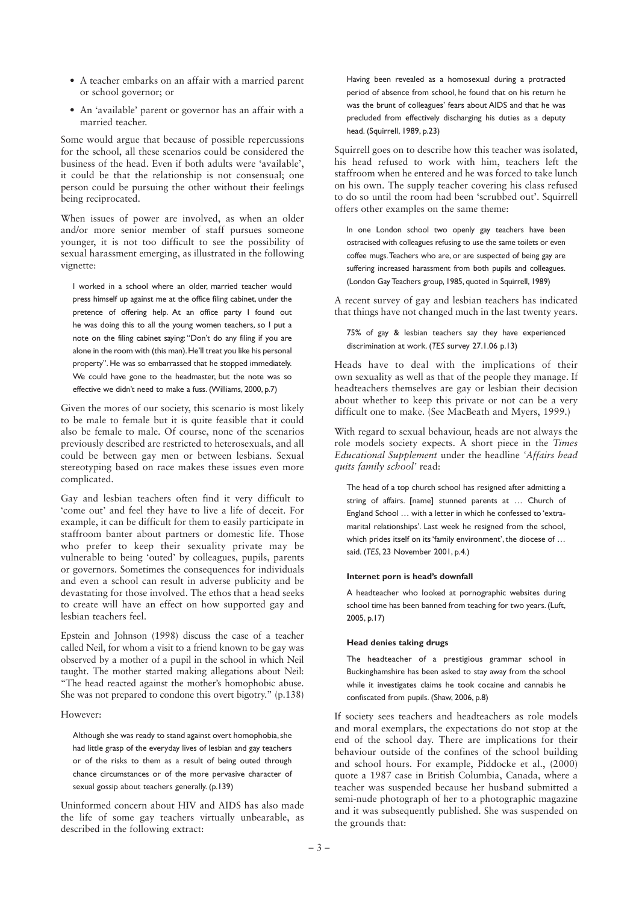- A teacher embarks on an affair with a married parent or school governor; or
- An 'available' parent or governor has an affair with a married teacher.

Some would argue that because of possible repercussions for the school, all these scenarios could be considered the business of the head. Even if both adults were 'available', it could be that the relationship is not consensual; one person could be pursuing the other without their feelings being reciprocated.

When issues of power are involved, as when an older and/or more senior member of staff pursues someone younger, it is not too difficult to see the possibility of sexual harassment emerging, as illustrated in the following vignette:

> I worked in a school where an older, married teacher would press himself up against me at the office filing cabinet, under the pretence of offering help. At an office party I found out he was doing this to all the young women teachers, so I put a note on the filing cabinet saying: "Don't do any filing if you are alone in the room with (this man). He'll treat you like his personal property". He was so embarrassed that he stopped immediately. We could have gone to the headmaster, but the note was so effective we didn't need to make a fuss. (Williams, 2000, p.7)

Given the mores of our society, this scenario is most likely to be male to female but it is quite feasible that it could also be female to male. Of course, none of the scenarios previously described are restricted to heterosexuals, and all could be between gay men or between lesbians. Sexual stereotyping based on race makes these issues even more complicated.

Gay and lesbian teachers often find it very difficult to 'come out' and feel they have to live a life of deceit. For example, it can be difficult for them to easily participate in staffroom banter about partners or domestic life. Those who prefer to keep their sexuality private may be vulnerable to being 'outed' by colleagues, pupils, parents or governors. Sometimes the consequences for individuals and even a school can result in adverse publicity and be devastating for those involved. The ethos that a head seeks to create will have an effect on how supported gay and lesbian teachers feel.

Epstein and Johnson (1998) discuss the case of a teacher called Neil, for whom a visit to a friend known to be gay was observed by a mother of a pupil in the school in which Neil taught. The mother started making allegations about Neil: "The head reacted against the mother's homophobic abuse. She was not prepared to condone this overt bigotry." (p.138)

However:

> Although she was ready to stand against overt homophobia, she had little grasp of the everyday lives of lesbian and gay teachers or of the risks to them as a result of being outed through chance circumstances or of the more pervasive character of sexual gossip about teachers generally. (p.139)

Uninformed concern about HIV and AIDS has also made the life of some gay teachers virtually unbearable, as described in the following extract:

> Having been revealed as a homosexual during a protracted period of absence from school, he found that on his return he was the brunt of colleagues' fears about AIDS and that he was precluded from effectively discharging his duties as a deputy head. (Squirrell, 1989, p.23)

Squirrell goes on to describe how this teacher was isolated, his head refused to work with him, teachers left the staffroom when he entered and he was forced to take lunch on his own. The supply teacher covering his class refused to do so until the room had been 'scrubbed out'. Squirrell offers other examples on the same theme:

> In one London school two openly gay teachers have been ostracised with colleagues refusing to use the same toilets or even coffee mugs. Teachers who are, or are suspected of being gay are suffering increased harassment from both pupils and colleagues. (London Gay Teachers group, 1985, quoted in Squirrell, 1989)

A recent survey of gay and lesbian teachers has indicated that things have not changed much in the last twenty years.

> 75% of gay & lesbian teachers say they have experienced discrimination at work. (*TES* survey 27.1.06 p.13)

Heads have to deal with the implications of their own sexuality as well as that of the people they manage. If headteachers themselves are gay or lesbian their decision about whether to keep this private or not can be a very difficult one to make. (See MacBeath and Myers, 1999.)

With regard to sexual behaviour, heads are not always the role models society expects. A short piece in the *Times Educational Supplement* under the headline *'Affairs head quits family school'* read:

> The head of a top church school has resigned after admitting a string of affairs. [name] stunned parents at … Church of England School … with a letter in which he confessed to 'extra-marital relationships'. Last week he resigned from the school, which prides itself on its 'family environment', the diocese of … said. (*TES*, 23 November 2001, p.4.)

> **Internet porn is head's downfall**
>
> A headteacher who looked at pornographic websites during school time has been banned from teaching for two years. (Luft, 2005, p.17)

> **Head denies taking drugs**
>
> The headteacher of a prestigious grammar school in Buckinghamshire has been asked to stay away from the school while it investigates claims he took cocaine and cannabis he confiscated from pupils. (Shaw, 2006, p.8)

If society sees teachers and headteachers as role models and moral exemplars, the expectations do not stop at the end of the school day. There are implications for their behaviour outside of the confines of the school building and school hours. For example, Piddocke et al., (2000) quote a 1987 case in British Columbia, Canada, where a teacher was suspended because her husband submitted a semi-nude photograph of her to a photographic magazine and it was subsequently published. She was suspended on the grounds that: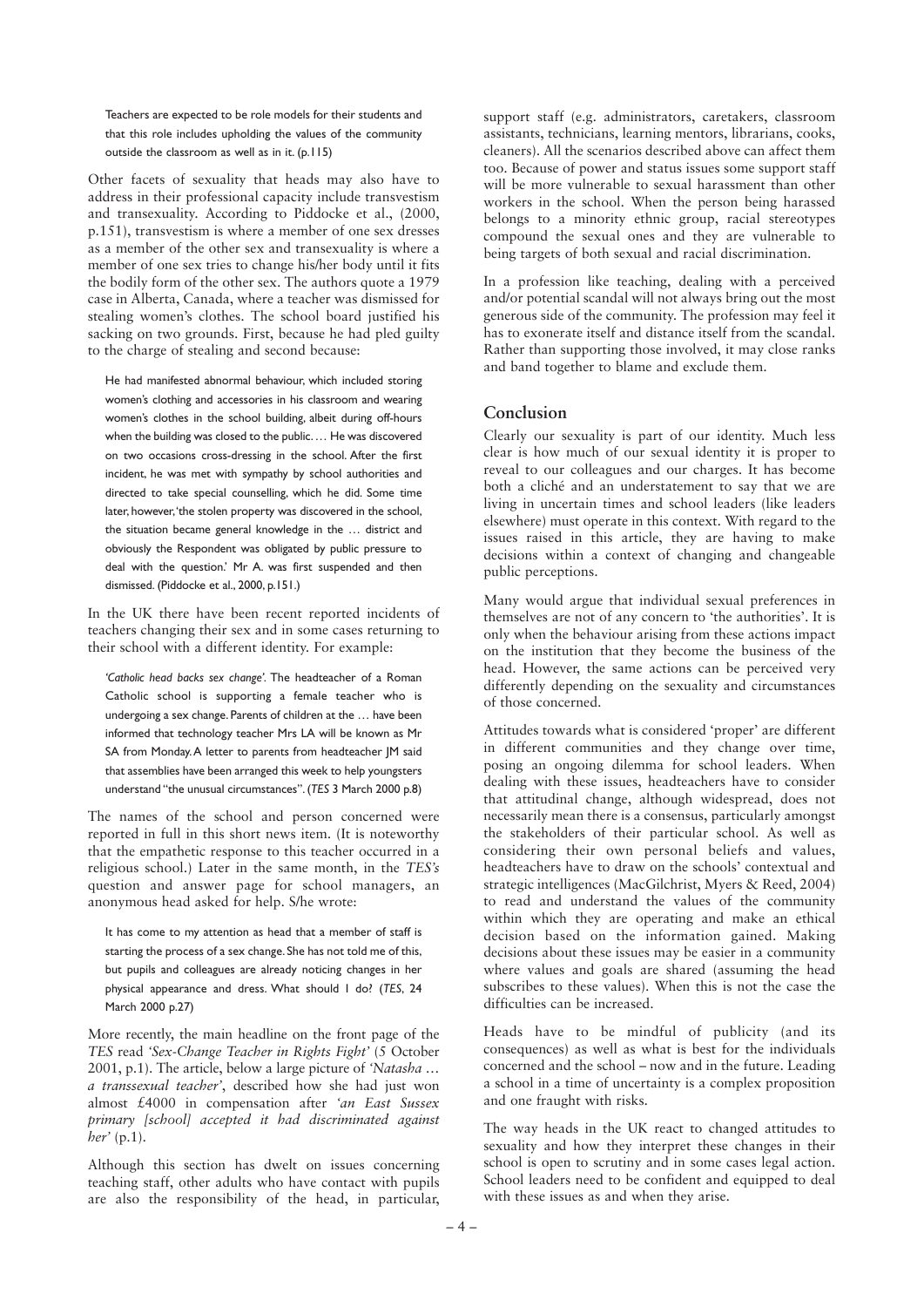> Teachers are expected to be role models for their students and that this role includes upholding the values of the community outside the classroom as well as in it. (p.115)

Other facets of sexuality that heads may also have to address in their professional capacity include transvestism and transexuality. According to Piddocke et al., (2000, p.151), transvestism is where a member of one sex dresses as a member of the other sex and transexuality is where a member of one sex tries to change his/her body until it fits the bodily form of the other sex. The authors quote a 1979 case in Alberta, Canada, where a teacher was dismissed for stealing women's clothes. The school board justified his sacking on two grounds. First, because he had pled guilty to the charge of stealing and second because:

> He had manifested abnormal behaviour, which included storing women's clothing and accessories in his classroom and wearing women's clothes in the school building, albeit during off-hours when the building was closed to the public. … He was discovered on two occasions cross-dressing in the school. After the first incident, he was met with sympathy by school authorities and directed to take special counselling, which he did. Some time later, however, 'the stolen property was discovered in the school, the situation became general knowledge in the … district and obviously the Respondent was obligated by public pressure to deal with the question.' Mr A. was first suspended and then dismissed. (Piddocke et al., 2000, p.151.)

In the UK there have been recent reported incidents of teachers changing their sex and in some cases returning to their school with a different identity. For example:

> *'Catholic head backs sex change'.* The headteacher of a Roman Catholic school is supporting a female teacher who is undergoing a sex change. Parents of children at the … have been informed that technology teacher Mrs LA will be known as Mr SA from Monday. A letter to parents from headteacher JM said that assemblies have been arranged this week to help youngsters understand "the unusual circumstances". (*TES* 3 March 2000 p.8)

The names of the school and person concerned were reported in full in this short news item. (It is noteworthy that the empathetic response to this teacher occurred in a religious school.) Later in the same month, in the *TES's* question and answer page for school managers, an anonymous head asked for help. S/he wrote:

> It has come to my attention as head that a member of staff is starting the process of a sex change. She has not told me of this, but pupils and colleagues are already noticing changes in her physical appearance and dress. What should I do? (*TES*, 24 March 2000 p.27)

More recently, the main headline on the front page of the *TES* read *'Sex-Change Teacher in Rights Fight'* (5 October 2001, p.1). The article, below a large picture of *'Natasha … a transsexual teacher'*, described how she had just won almost £4000 in compensation after *'an East Sussex primary [school] accepted it had discriminated against her'* (p.1).

Although this section has dwelt on issues concerning teaching staff, other adults who have contact with pupils are also the responsibility of the head, in particular, support staff (e.g. administrators, caretakers, classroom assistants, technicians, learning mentors, librarians, cooks, cleaners). All the scenarios described above can affect them too. Because of power and status issues some support staff will be more vulnerable to sexual harassment than other workers in the school. When the person being harassed belongs to a minority ethnic group, racial stereotypes compound the sexual ones and they are vulnerable to being targets of both sexual and racial discrimination.

In a profession like teaching, dealing with a perceived and/or potential scandal will not always bring out the most generous side of the community. The profession may feel it has to exonerate itself and distance itself from the scandal. Rather than supporting those involved, it may close ranks and band together to blame and exclude them.

## Conclusion

Clearly our sexuality is part of our identity. Much less clear is how much of our sexual identity it is proper to reveal to our colleagues and our charges. It has become both a cliché and an understatement to say that we are living in uncertain times and school leaders (like leaders elsewhere) must operate in this context. With regard to the issues raised in this article, they are having to make decisions within a context of changing and changeable public perceptions.

Many would argue that individual sexual preferences in themselves are not of any concern to 'the authorities'. It is only when the behaviour arising from these actions impact on the institution that they become the business of the head. However, the same actions can be perceived very differently depending on the sexuality and circumstances of those concerned.

Attitudes towards what is considered 'proper' are different in different communities and they change over time, posing an ongoing dilemma for school leaders. When dealing with these issues, headteachers have to consider that attitudinal change, although widespread, does not necessarily mean there is a consensus, particularly amongst the stakeholders of their particular school. As well as considering their own personal beliefs and values, headteachers have to draw on the schools' contextual and strategic intelligences (MacGilchrist, Myers & Reed, 2004) to read and understand the values of the community within which they are operating and make an ethical decision based on the information gained. Making decisions about these issues may be easier in a community where values and goals are shared (assuming the head subscribes to these values). When this is not the case the difficulties can be increased.

Heads have to be mindful of publicity (and its consequences) as well as what is best for the individuals concerned and the school – now and in the future. Leading a school in a time of uncertainty is a complex proposition and one fraught with risks.

The way heads in the UK react to changed attitudes to sexuality and how they interpret these changes in their school is open to scrutiny and in some cases legal action. School leaders need to be confident and equipped to deal with these issues as and when they arise.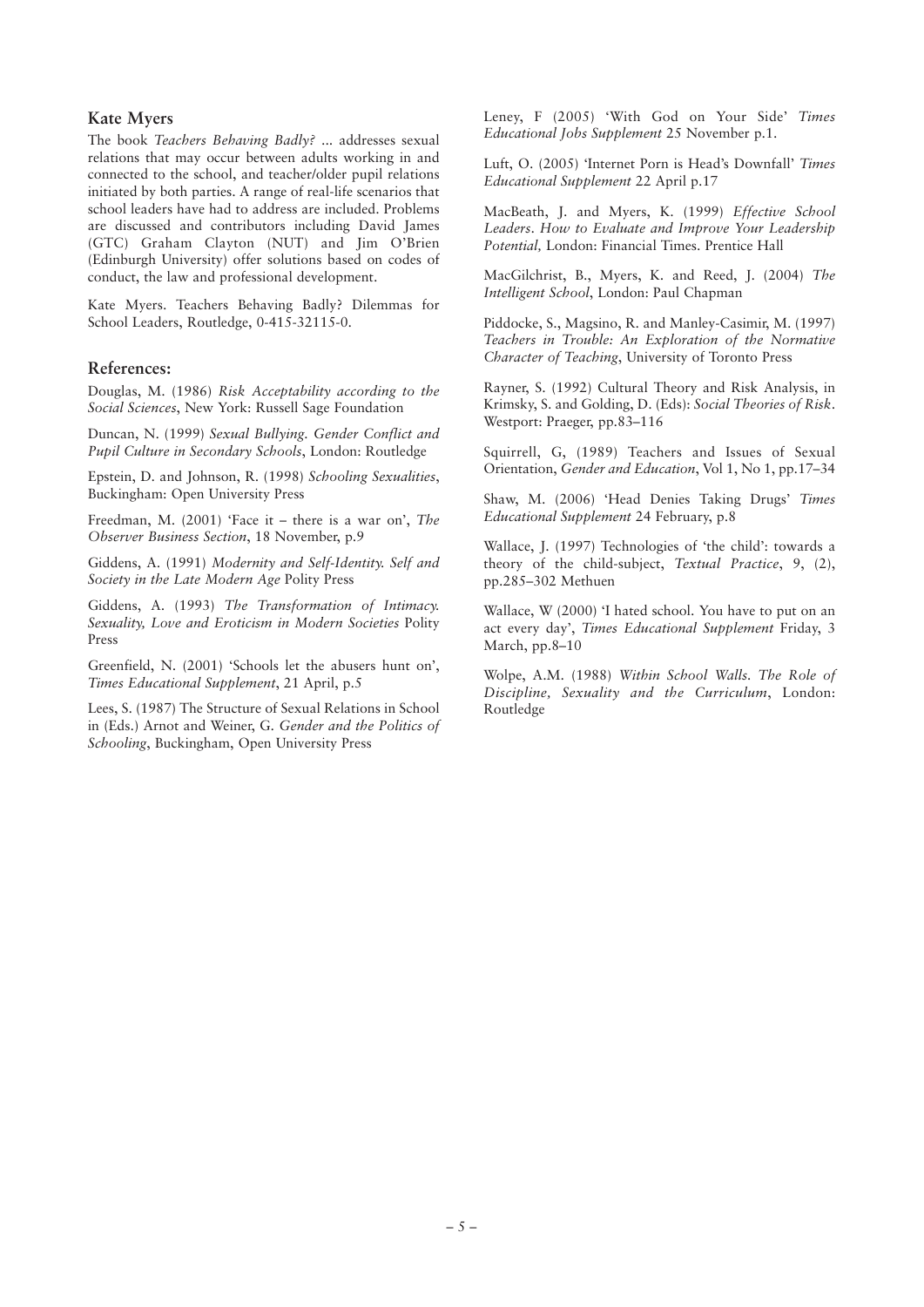## Kate Myers

The book *Teachers Behaving Badly?* ... addresses sexual relations that may occur between adults working in and connected to the school, and teacher/older pupil relations initiated by both parties. A range of real-life scenarios that school leaders have had to address are included. Problems are discussed and contributors including David James (GTC) Graham Clayton (NUT) and Jim O'Brien (Edinburgh University) offer solutions based on codes of conduct, the law and professional development.

Kate Myers. Teachers Behaving Badly? Dilemmas for School Leaders, Routledge, 0-415-32115-0.

## References:

Douglas, M. (1986) *Risk Acceptability according to the Social Sciences*, New York: Russell Sage Foundation

Duncan, N. (1999) *Sexual Bullying. Gender Conflict and Pupil Culture in Secondary Schools*, London: Routledge

Epstein, D. and Johnson, R. (1998) *Schooling Sexualities*, Buckingham: Open University Press

Freedman, M. (2001) 'Face it – there is a war on', *The Observer Business Section*, 18 November, p.9

Giddens, A. (1991) *Modernity and Self-Identity. Self and Society in the Late Modern Age* Polity Press

Giddens, A. (1993) *The Transformation of Intimacy. Sexuality, Love and Eroticism in Modern Societies* Polity Press

Greenfield, N. (2001) 'Schools let the abusers hunt on', *Times Educational Supplement*, 21 April, p.5

Lees, S. (1987) The Structure of Sexual Relations in School in (Eds.) Arnot and Weiner, G. *Gender and the Politics of Schooling*, Buckingham, Open University Press

Leney, F (2005) 'With God on Your Side' *Times Educational Jobs Supplement* 25 November p.1.

Luft, O. (2005) 'Internet Porn is Head's Downfall' *Times Educational Supplement* 22 April p.17

MacBeath, J. and Myers, K. (1999) *Effective School Leaders. How to Evaluate and Improve Your Leadership Potential,* London: Financial Times. Prentice Hall

MacGilchrist, B., Myers, K. and Reed, J. (2004) *The Intelligent School*, London: Paul Chapman

Piddocke, S., Magsino, R. and Manley-Casimir, M. (1997) *Teachers in Trouble: An Exploration of the Normative Character of Teaching*, University of Toronto Press

Rayner, S. (1992) Cultural Theory and Risk Analysis, in Krimsky, S. and Golding, D. (Eds): *Social Theories of Risk*. Westport: Praeger, pp.83–116

Squirrell, G, (1989) Teachers and Issues of Sexual Orientation, *Gender and Education*, Vol 1, No 1, pp.17–34

Shaw, M. (2006) 'Head Denies Taking Drugs' *Times Educational Supplement* 24 February, p.8

Wallace, J. (1997) Technologies of 'the child': towards a theory of the child-subject, *Textual Practice*, 9, (2), pp.285–302 Methuen

Wallace, W (2000) 'I hated school. You have to put on an act every day', *Times Educational Supplement* Friday, 3 March, pp.8–10

Wolpe, A.M. (1988) *Within School Walls. The Role of Discipline, Sexuality and the Curriculum*, London: Routledge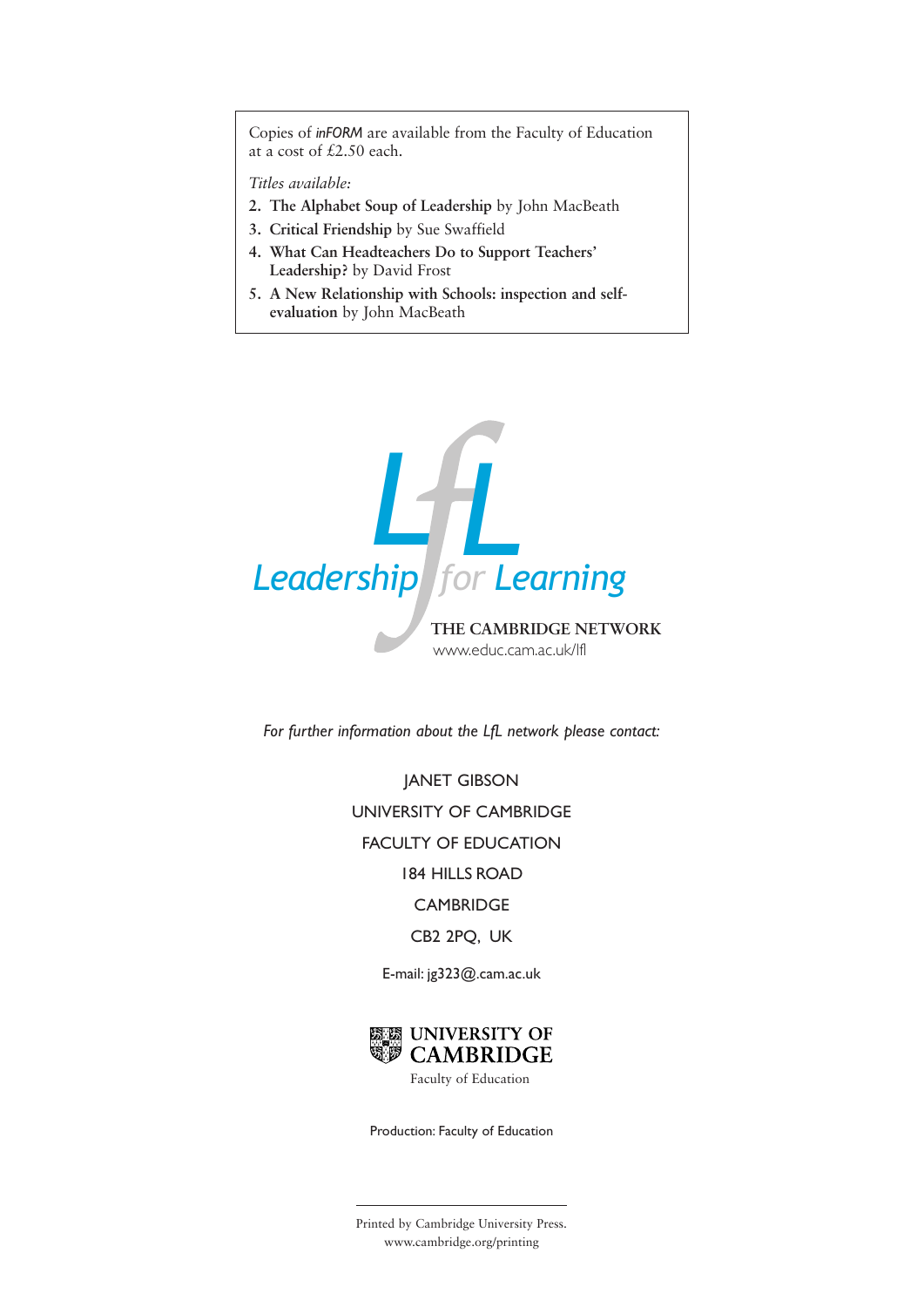Copies of *inFORM* are available from the Faculty of Education at a cost of £2.50 each.

*Titles available:*

2. **The Alphabet Soup of Leadership** by John MacBeath
3. **Critical Friendship** by Sue Swaffield
4. **What Can Headteachers Do to Support Teachers' Leadership?** by David Frost
5. **A New Relationship with Schools: inspection and self-evaluation** by John MacBeath

LfL

Leadership for Learning

THE CAMBRIDGE NETWORK

www.educ.cam.ac.uk/lfl

*For further information about the LfL network please contact:*

JANET GIBSON

UNIVERSITY OF CAMBRIDGE

FACULTY OF EDUCATION

184 HILLS ROAD

CAMBRIDGE

CB2 2PQ, UK

E-mail: jg323@.cam.ac.uk

UNIVERSITY OF CAMBRIDGE

Faculty of Education

Production: Faculty of Education

Printed by Cambridge University Press.
www.cambridge.org/printing